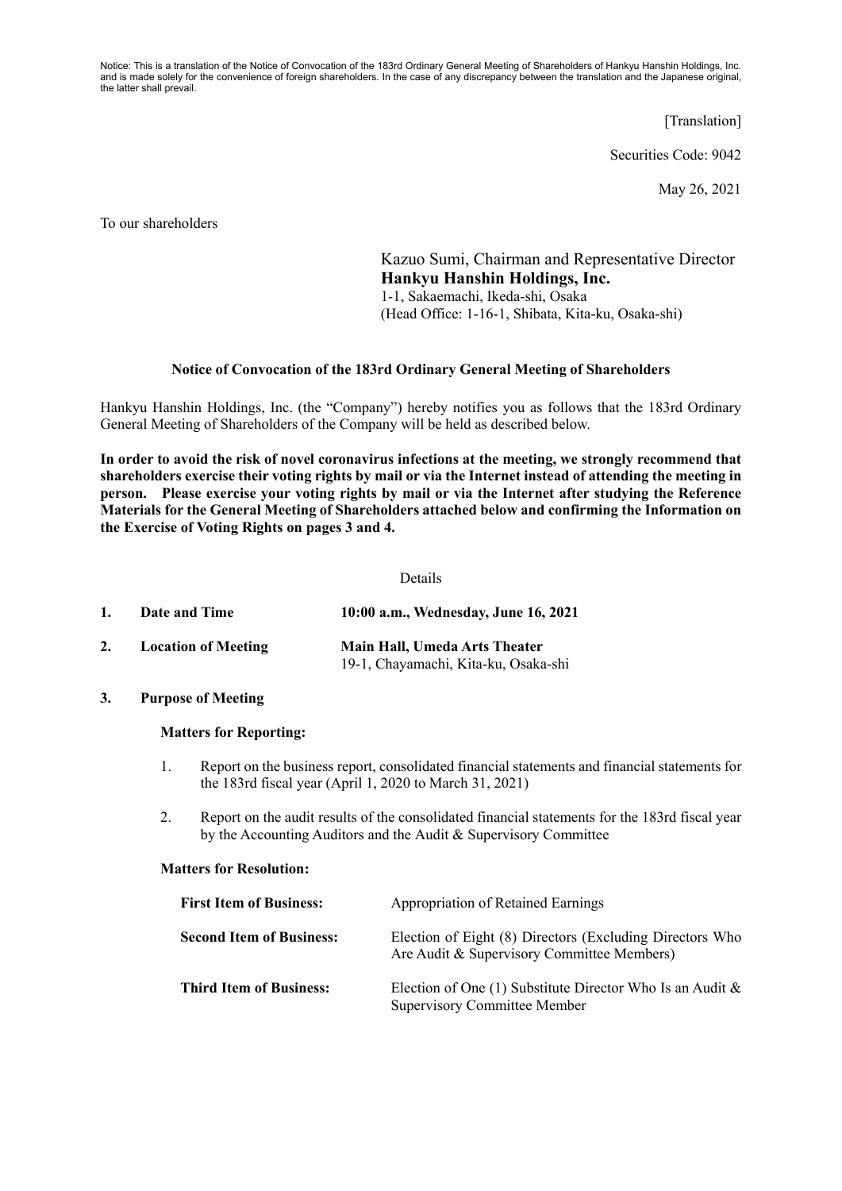Notice: This is a translation of the Notice of Convocation of the 183rd Ordinary General Meeting of Shareholders of Hankyu Hanshin Holdings, Inc. and is made solely for the convenience of foreign shareholders. In the case of any discrepancy between the translation and the Japanese original, the latter shall prevail.

[Translation]

Securities Code: 9042

May 26, 2021

To our shareholders

Kazuo Sumi, Chairman and Representative Director
**Hankyu Hanshin Holdings, Inc.**
1-1, Sakaemachi, Ikeda-shi, Osaka
(Head Office: 1-16-1, Shibata, Kita-ku, Osaka-shi)

## Notice of Convocation of the 183rd Ordinary General Meeting of Shareholders

Hankyu Hanshin Holdings, Inc. (the "Company") hereby notifies you as follows that the 183rd Ordinary General Meeting of Shareholders of the Company will be held as described below.

**In order to avoid the risk of novel coronavirus infections at the meeting, we strongly recommend that shareholders exercise their voting rights by mail or via the Internet instead of attending the meeting in person. Please exercise your voting rights by mail or via the Internet after studying the Reference Materials for the General Meeting of Shareholders attached below and confirming the Information on the Exercise of Voting Rights on pages 3 and 4.**

Details

1. **Date and Time** **10:00 a.m., Wednesday, June 16, 2021**

2. **Location of Meeting** **Main Hall, Umeda Arts Theater**
   19-1, Chayamachi, Kita-ku, Osaka-shi

3. **Purpose of Meeting**

   **Matters for Reporting:**

   1. Report on the business report, consolidated financial statements and financial statements for the 183rd fiscal year (April 1, 2020 to March 31, 2021)
   2. Report on the audit results of the consolidated financial statements for the 183rd fiscal year by the Accounting Auditors and the Audit & Supervisory Committee

   **Matters for Resolution:**

   **First Item of Business:** Appropriation of Retained Earnings

   **Second Item of Business:** Election of Eight (8) Directors (Excluding Directors Who Are Audit & Supervisory Committee Members)

   **Third Item of Business:** Election of One (1) Substitute Director Who Is an Audit & Supervisory Committee Member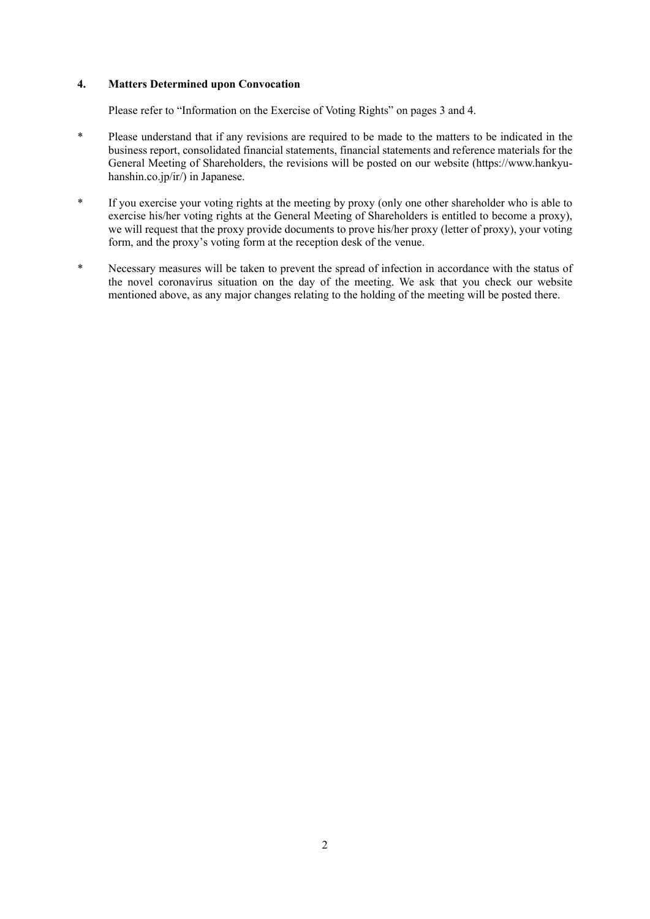**4. Matters Determined upon Convocation**

Please refer to "Information on the Exercise of Voting Rights" on pages 3 and 4.

\* Please understand that if any revisions are required to be made to the matters to be indicated in the business report, consolidated financial statements, financial statements and reference materials for the General Meeting of Shareholders, the revisions will be posted on our website (https://www.hankyu-hanshin.co.jp/ir/) in Japanese.

\* If you exercise your voting rights at the meeting by proxy (only one other shareholder who is able to exercise his/her voting rights at the General Meeting of Shareholders is entitled to become a proxy), we will request that the proxy provide documents to prove his/her proxy (letter of proxy), your voting form, and the proxy's voting form at the reception desk of the venue.

\* Necessary measures will be taken to prevent the spread of infection in accordance with the status of the novel coronavirus situation on the day of the meeting. We ask that you check our website mentioned above, as any major changes relating to the holding of the meeting will be posted there.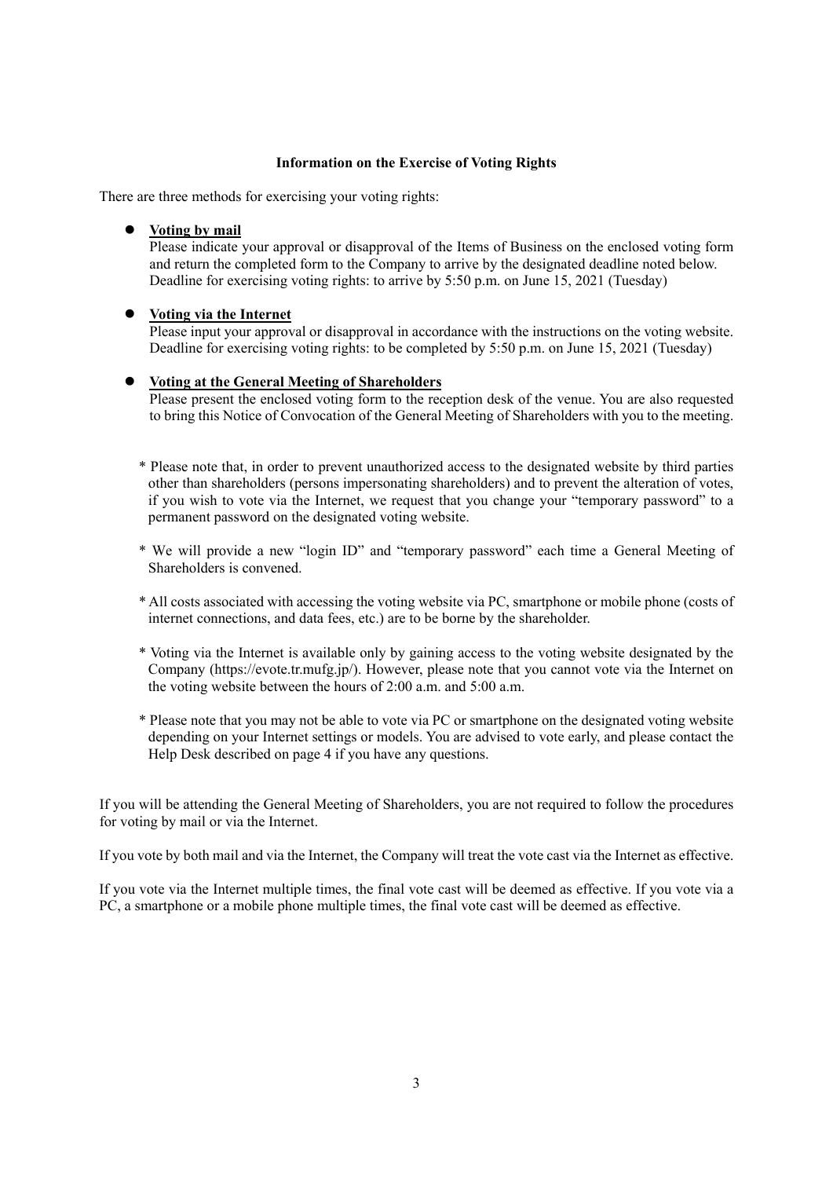## Information on the Exercise of Voting Rights

There are three methods for exercising your voting rights:

- **Voting by mail**
  Please indicate your approval or disapproval of the Items of Business on the enclosed voting form and return the completed form to the Company to arrive by the designated deadline noted below.
  Deadline for exercising voting rights: to arrive by 5:50 p.m. on June 15, 2021 (Tuesday)

- **Voting via the Internet**
  Please input your approval or disapproval in accordance with the instructions on the voting website.
  Deadline for exercising voting rights: to be completed by 5:50 p.m. on June 15, 2021 (Tuesday)

- **Voting at the General Meeting of Shareholders**
  Please present the enclosed voting form to the reception desk of the venue. You are also requested to bring this Notice of Convocation of the General Meeting of Shareholders with you to the meeting.

\* Please note that, in order to prevent unauthorized access to the designated website by third parties other than shareholders (persons impersonating shareholders) and to prevent the alteration of votes, if you wish to vote via the Internet, we request that you change your "temporary password" to a permanent password on the designated voting website.

\* We will provide a new "login ID" and "temporary password" each time a General Meeting of Shareholders is convened.

\* All costs associated with accessing the voting website via PC, smartphone or mobile phone (costs of internet connections, and data fees, etc.) are to be borne by the shareholder.

\* Voting via the Internet is available only by gaining access to the voting website designated by the Company (https://evote.tr.mufg.jp/). However, please note that you cannot vote via the Internet on the voting website between the hours of 2:00 a.m. and 5:00 a.m.

\* Please note that you may not be able to vote via PC or smartphone on the designated voting website depending on your Internet settings or models. You are advised to vote early, and please contact the Help Desk described on page 4 if you have any questions.

If you will be attending the General Meeting of Shareholders, you are not required to follow the procedures for voting by mail or via the Internet.

If you vote by both mail and via the Internet, the Company will treat the vote cast via the Internet as effective.

If you vote via the Internet multiple times, the final vote cast will be deemed as effective. If you vote via a PC, a smartphone or a mobile phone multiple times, the final vote cast will be deemed as effective.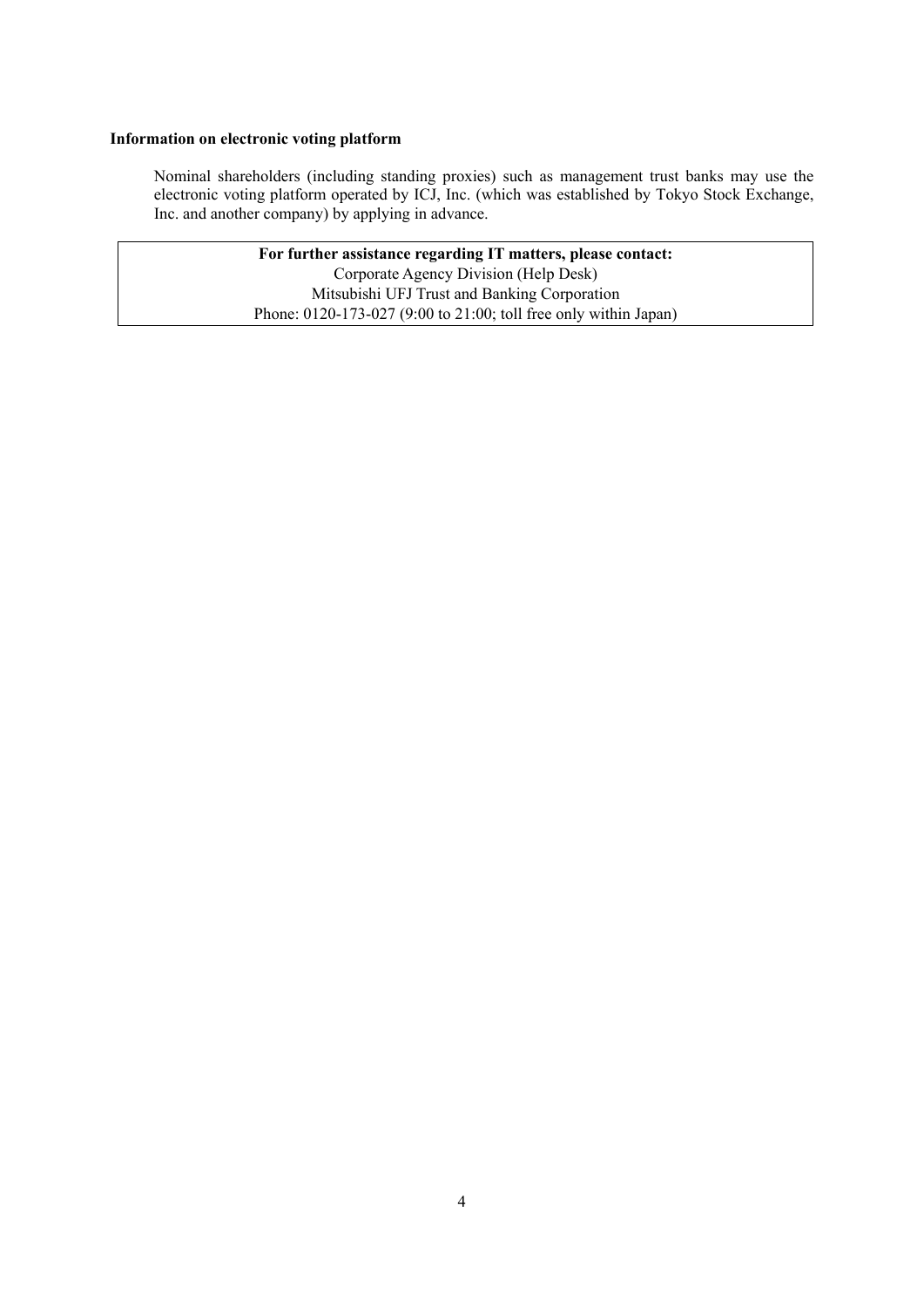**Information on electronic voting platform**

Nominal shareholders (including standing proxies) such as management trust banks may use the electronic voting platform operated by ICJ, Inc. (which was established by Tokyo Stock Exchange, Inc. and another company) by applying in advance.

| **For further assistance regarding IT matters, please contact:**<br>Corporate Agency Division (Help Desk)<br>Mitsubishi UFJ Trust and Banking Corporation<br>Phone: 0120-173-027 (9:00 to 21:00; toll free only within Japan) |
|---|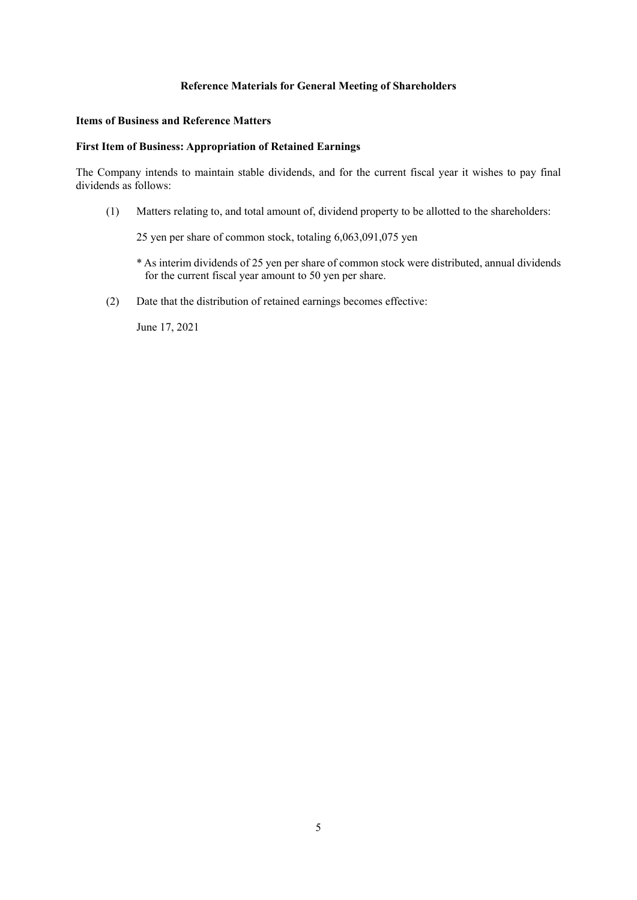# Reference Materials for General Meeting of Shareholders

## Items of Business and Reference Matters

### First Item of Business: Appropriation of Retained Earnings

The Company intends to maintain stable dividends, and for the current fiscal year it wishes to pay final dividends as follows:

(1) Matters relating to, and total amount of, dividend property to be allotted to the shareholders:

25 yen per share of common stock, totaling 6,063,091,075 yen

* As interim dividends of 25 yen per share of common stock were distributed, annual dividends for the current fiscal year amount to 50 yen per share.

(2) Date that the distribution of retained earnings becomes effective:

June 17, 2021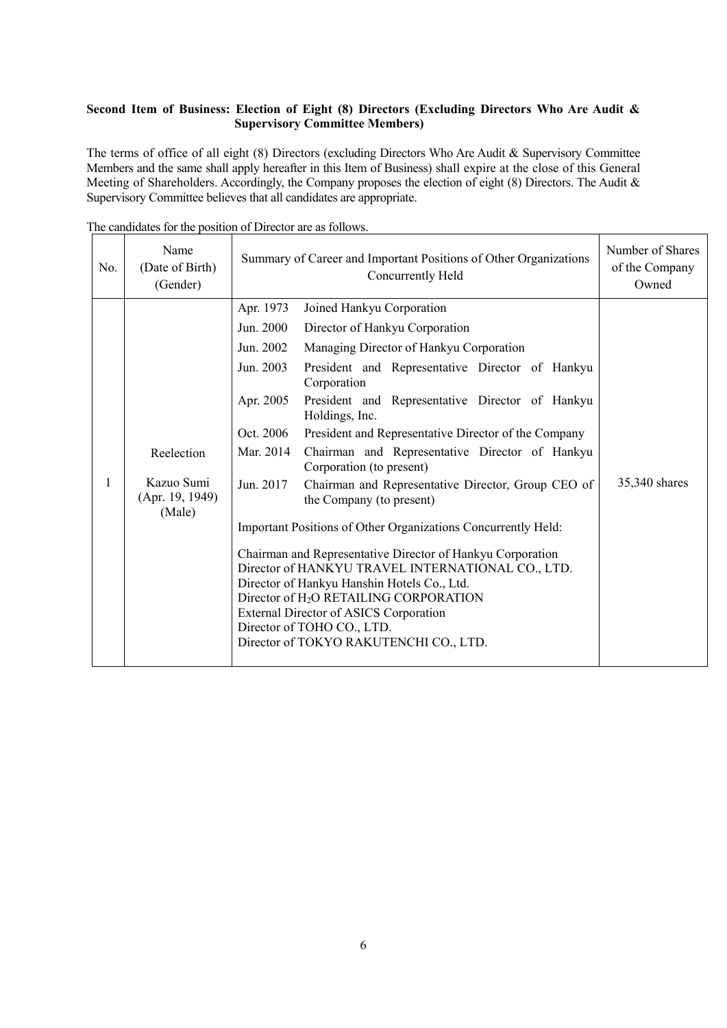**Second Item of Business: Election of Eight (8) Directors (Excluding Directors Who Are Audit & Supervisory Committee Members)**

The terms of office of all eight (8) Directors (excluding Directors Who Are Audit & Supervisory Committee Members and the same shall apply hereafter in this Item of Business) shall expire at the close of this General Meeting of Shareholders. Accordingly, the Company proposes the election of eight (8) Directors. The Audit & Supervisory Committee believes that all candidates are appropriate.

The candidates for the position of Director are as follows.

| No. | Name (Date of Birth) (Gender) | Summary of Career and Important Positions of Other Organizations Concurrently Held | Number of Shares of the Company Owned |
|---|---|---|---|
| 1 | Reelection<br><br>Kazuo Sumi<br>(Apr. 19, 1949)<br>(Male) | Apr. 1973 Joined Hankyu Corporation<br>Jun. 2000 Director of Hankyu Corporation<br>Jun. 2002 Managing Director of Hankyu Corporation<br>Jun. 2003 President and Representative Director of Hankyu Corporation<br>Apr. 2005 President and Representative Director of Hankyu Holdings, Inc.<br>Oct. 2006 President and Representative Director of the Company<br>Mar. 2014 Chairman and Representative Director of Hankyu Corporation (to present)<br>Jun. 2017 Chairman and Representative Director, Group CEO of the Company (to present)<br><br>Important Positions of Other Organizations Concurrently Held:<br><br>Chairman and Representative Director of Hankyu Corporation<br>Director of HANKYU TRAVEL INTERNATIONAL CO., LTD.<br>Director of Hankyu Hanshin Hotels Co., Ltd.<br>Director of $H_2O$ RETAILING CORPORATION<br>External Director of ASICS Corporation<br>Director of TOHO CO., LTD.<br>Director of TOKYO RAKUTENCHI CO., LTD. | 35,340 shares |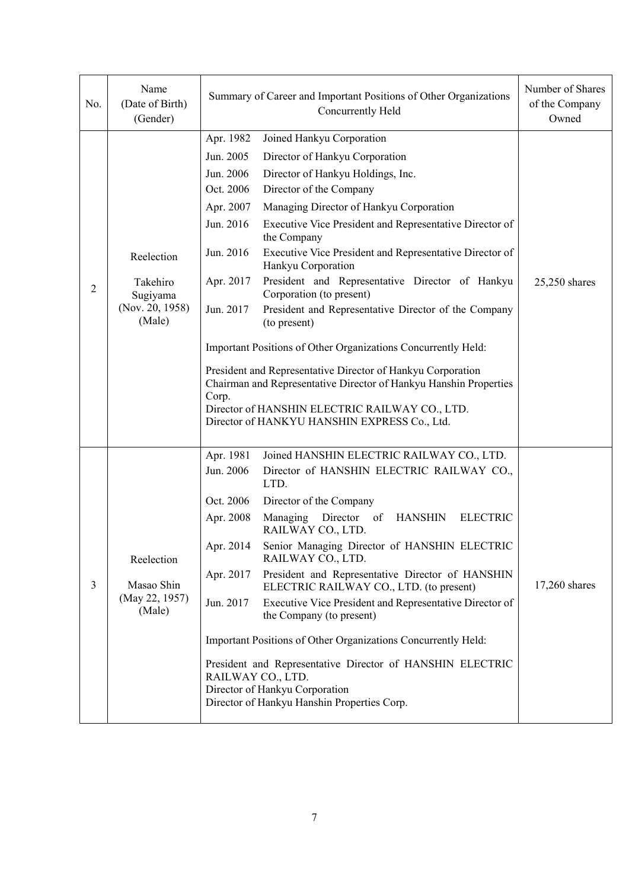| No. | Name (Date of Birth) (Gender) | Summary of Career and Important Positions of Other Organizations Concurrently Held | Number of Shares of the Company Owned |
|---|---|---|---|
| 2 | Reelection<br><br>Takehiro Sugiyama<br>(Nov. 20, 1958)<br>(Male) | Apr. 1982 Joined Hankyu Corporation<br>Jun. 2005 Director of Hankyu Corporation<br>Jun. 2006 Director of Hankyu Holdings, Inc.<br>Oct. 2006 Director of the Company<br>Apr. 2007 Managing Director of Hankyu Corporation<br>Jun. 2016 Executive Vice President and Representative Director of the Company<br>Jun. 2016 Executive Vice President and Representative Director of Hankyu Corporation<br>Apr. 2017 President and Representative Director of Hankyu Corporation (to present)<br>Jun. 2017 President and Representative Director of the Company (to present)<br><br>Important Positions of Other Organizations Concurrently Held:<br><br>President and Representative Director of Hankyu Corporation<br>Chairman and Representative Director of Hankyu Hanshin Properties Corp.<br>Director of HANSHIN ELECTRIC RAILWAY CO., LTD.<br>Director of HANKYU HANSHIN EXPRESS Co., Ltd. | 25,250 shares |
| 3 | Reelection<br><br>Masao Shin<br>(May 22, 1957)<br>(Male) | Apr. 1981 Joined HANSHIN ELECTRIC RAILWAY CO., LTD.<br>Jun. 2006 Director of HANSHIN ELECTRIC RAILWAY CO., LTD.<br>Oct. 2006 Director of the Company<br>Apr. 2008 Managing Director of HANSHIN ELECTRIC RAILWAY CO., LTD.<br>Apr. 2014 Senior Managing Director of HANSHIN ELECTRIC RAILWAY CO., LTD.<br>Apr. 2017 President and Representative Director of HANSHIN ELECTRIC RAILWAY CO., LTD. (to present)<br>Jun. 2017 Executive Vice President and Representative Director of the Company (to present)<br><br>Important Positions of Other Organizations Concurrently Held:<br><br>President and Representative Director of HANSHIN ELECTRIC RAILWAY CO., LTD.<br>Director of Hankyu Corporation<br>Director of Hankyu Hanshin Properties Corp. | 17,260 shares |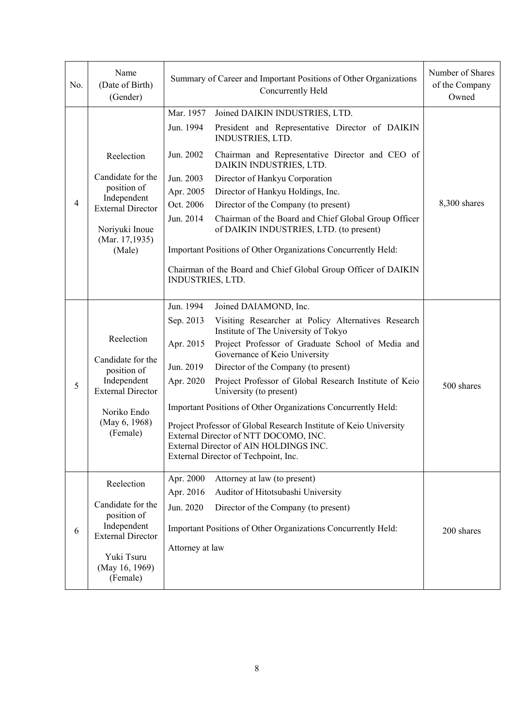| No. | Name (Date of Birth) (Gender) | Summary of Career and Important Positions of Other Organizations Concurrently Held | Number of Shares of the Company Owned |
|---|---|---|---|
| 4 | Reelection<br><br>Candidate for the position of Independent External Director<br><br>Noriyuki Inoue (Mar. 17,1935) (Male) | Mar. 1957 Joined DAIKIN INDUSTRIES, LTD.<br>Jun. 1994 President and Representative Director of DAIKIN INDUSTRIES, LTD.<br>Jun. 2002 Chairman and Representative Director and CEO of DAIKIN INDUSTRIES, LTD.<br>Jun. 2003 Director of Hankyu Corporation<br>Apr. 2005 Director of Hankyu Holdings, Inc.<br>Oct. 2006 Director of the Company (to present)<br>Jun. 2014 Chairman of the Board and Chief Global Group Officer of DAIKIN INDUSTRIES, LTD. (to present)<br><br>Important Positions of Other Organizations Concurrently Held:<br><br>Chairman of the Board and Chief Global Group Officer of DAIKIN INDUSTRIES, LTD. | 8,300 shares |
| 5 | Reelection<br><br>Candidate for the position of Independent External Director<br><br>Noriko Endo (May 6, 1968) (Female) | Jun. 1994 Joined DAIAMOND, Inc.<br>Sep. 2013 Visiting Researcher at Policy Alternatives Research Institute of The University of Tokyo<br>Apr. 2015 Project Professor of Graduate School of Media and Governance of Keio University<br>Jun. 2019 Director of the Company (to present)<br>Apr. 2020 Project Professor of Global Research Institute of Keio University (to present)<br><br>Important Positions of Other Organizations Concurrently Held:<br><br>Project Professor of Global Research Institute of Keio University<br>External Director of NTT DOCOMO, INC.<br>External Director of AIN HOLDINGS INC.<br>External Director of Techpoint, Inc. | 500 shares |
| 6 | Reelection<br><br>Candidate for the position of Independent External Director<br><br>Yuki Tsuru (May 16, 1969) (Female) | Apr. 2000 Attorney at law (to present)<br>Apr. 2016 Auditor of Hitotsubashi University<br>Jun. 2020 Director of the Company (to present)<br><br>Important Positions of Other Organizations Concurrently Held:<br><br>Attorney at law | 200 shares |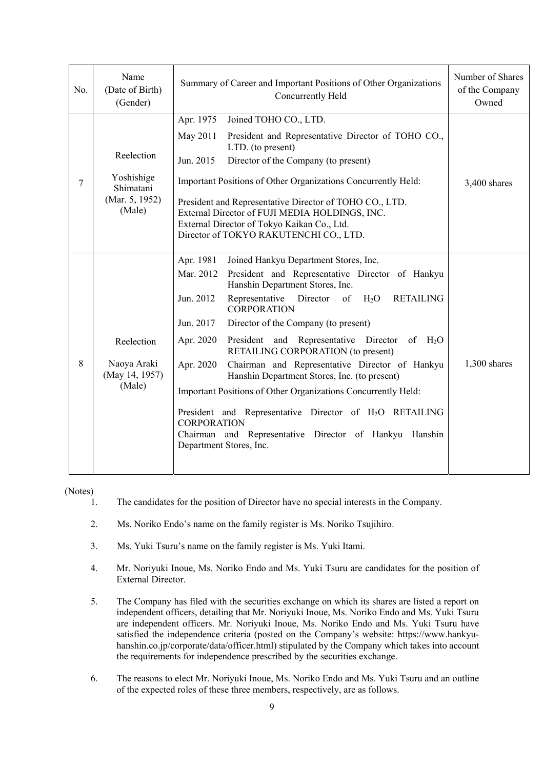| No. | Name (Date of Birth) (Gender) | Summary of Career and Important Positions of Other Organizations Concurrently Held | Number of Shares of the Company Owned |
|---|---|---|---|
| 7 | Reelection<br><br>Yoshishige Shimatani<br>(Mar. 5, 1952)<br>(Male) | Apr. 1975 Joined TOHO CO., LTD.<br>May 2011 President and Representative Director of TOHO CO., LTD. (to present)<br>Jun. 2015 Director of the Company (to present)<br><br>Important Positions of Other Organizations Concurrently Held:<br><br>President and Representative Director of TOHO CO., LTD.<br>External Director of FUJI MEDIA HOLDINGS, INC.<br>External Director of Tokyo Kaikan Co., Ltd.<br>Director of TOKYO RAKUTENCHI CO., LTD. | 3,400 shares |
| 8 | Reelection<br><br>Naoya Araki<br>(May 14, 1957)<br>(Male) | Apr. 1981 Joined Hankyu Department Stores, Inc.<br>Mar. 2012 President and Representative Director of Hankyu Hanshin Department Stores, Inc.<br>Jun. 2012 Representative Director of $H_2O$ RETAILING CORPORATION<br>Jun. 2017 Director of the Company (to present)<br>Apr. 2020 President and Representative Director of $H_2O$ RETAILING CORPORATION (to present)<br>Apr. 2020 Chairman and Representative Director of Hankyu Hanshin Department Stores, Inc. (to present)<br><br>Important Positions of Other Organizations Concurrently Held:<br><br>President and Representative Director of $H_2O$ RETAILING CORPORATION<br>Chairman and Representative Director of Hankyu Hanshin Department Stores, Inc. | 1,300 shares |

(Notes)

1. The candidates for the position of Director have no special interests in the Company.
2. Ms. Noriko Endo's name on the family register is Ms. Noriko Tsujihiro.
3. Ms. Yuki Tsuru's name on the family register is Ms. Yuki Itami.
4. Mr. Noriyuki Inoue, Ms. Noriko Endo and Ms. Yuki Tsuru are candidates for the position of External Director.
5. The Company has filed with the securities exchange on which its shares are listed a report on independent officers, detailing that Mr. Noriyuki Inoue, Ms. Noriko Endo and Ms. Yuki Tsuru are independent officers. Mr. Noriyuki Inoue, Ms. Noriko Endo and Ms. Yuki Tsuru have satisfied the independence criteria (posted on the Company's website: https://www.hankyu-hanshin.co.jp/corporate/data/officer.html) stipulated by the Company which takes into account the requirements for independence prescribed by the securities exchange.
6. The reasons to elect Mr. Noriyuki Inoue, Ms. Noriko Endo and Ms. Yuki Tsuru and an outline of the expected roles of these three members, respectively, are as follows.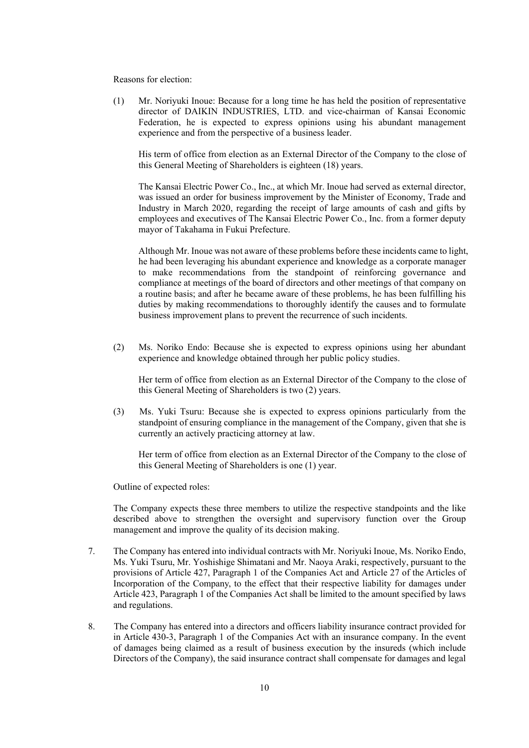Reasons for election:

(1) Mr. Noriyuki Inoue: Because for a long time he has held the position of representative director of DAIKIN INDUSTRIES, LTD. and vice-chairman of Kansai Economic Federation, he is expected to express opinions using his abundant management experience and from the perspective of a business leader.

His term of office from election as an External Director of the Company to the close of this General Meeting of Shareholders is eighteen (18) years.

The Kansai Electric Power Co., Inc., at which Mr. Inoue had served as external director, was issued an order for business improvement by the Minister of Economy, Trade and Industry in March 2020, regarding the receipt of large amounts of cash and gifts by employees and executives of The Kansai Electric Power Co., Inc. from a former deputy mayor of Takahama in Fukui Prefecture.

Although Mr. Inoue was not aware of these problems before these incidents came to light, he had been leveraging his abundant experience and knowledge as a corporate manager to make recommendations from the standpoint of reinforcing governance and compliance at meetings of the board of directors and other meetings of that company on a routine basis; and after he became aware of these problems, he has been fulfilling his duties by making recommendations to thoroughly identify the causes and to formulate business improvement plans to prevent the recurrence of such incidents.

(2) Ms. Noriko Endo: Because she is expected to express opinions using her abundant experience and knowledge obtained through her public policy studies.

Her term of office from election as an External Director of the Company to the close of this General Meeting of Shareholders is two (2) years.

(3) Ms. Yuki Tsuru: Because she is expected to express opinions particularly from the standpoint of ensuring compliance in the management of the Company, given that she is currently an actively practicing attorney at law.

Her term of office from election as an External Director of the Company to the close of this General Meeting of Shareholders is one (1) year.

Outline of expected roles:

The Company expects these three members to utilize the respective standpoints and the like described above to strengthen the oversight and supervisory function over the Group management and improve the quality of its decision making.

7. The Company has entered into individual contracts with Mr. Noriyuki Inoue, Ms. Noriko Endo, Ms. Yuki Tsuru, Mr. Yoshishige Shimatani and Mr. Naoya Araki, respectively, pursuant to the provisions of Article 427, Paragraph 1 of the Companies Act and Article 27 of the Articles of Incorporation of the Company, to the effect that their respective liability for damages under Article 423, Paragraph 1 of the Companies Act shall be limited to the amount specified by laws and regulations.

8. The Company has entered into a directors and officers liability insurance contract provided for in Article 430-3, Paragraph 1 of the Companies Act with an insurance company. In the event of damages being claimed as a result of business execution by the insureds (which include Directors of the Company), the said insurance contract shall compensate for damages and legal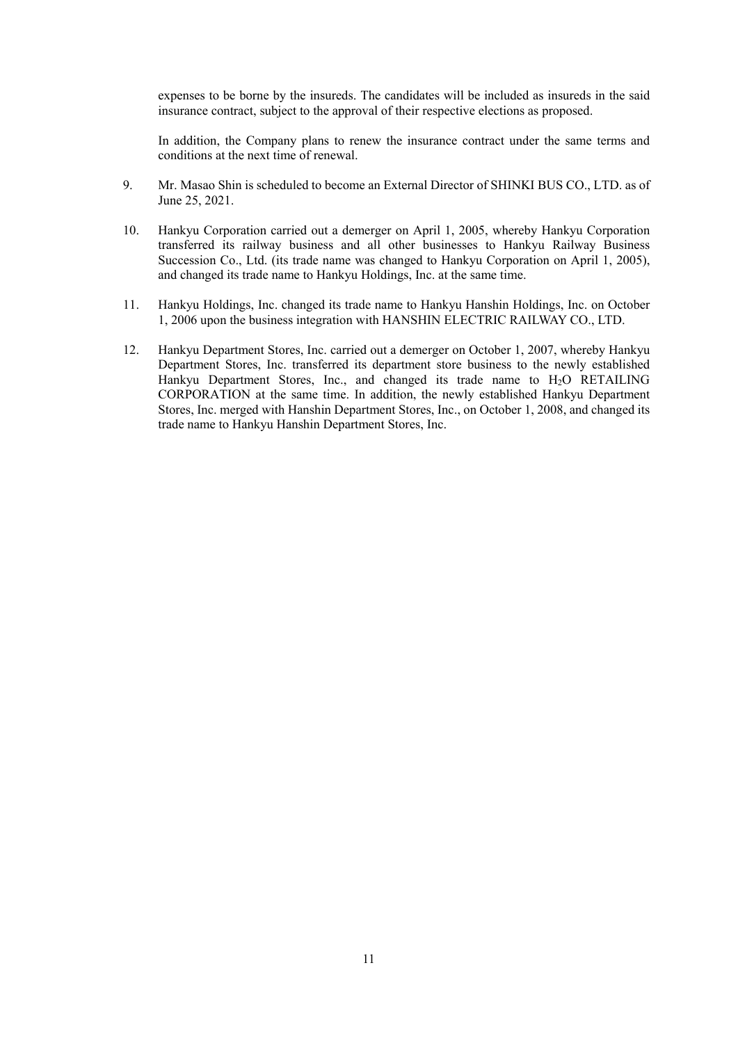expenses to be borne by the insureds. The candidates will be included as insureds in the said insurance contract, subject to the approval of their respective elections as proposed.

In addition, the Company plans to renew the insurance contract under the same terms and conditions at the next time of renewal.

9. Mr. Masao Shin is scheduled to become an External Director of SHINKI BUS CO., LTD. as of June 25, 2021.

10. Hankyu Corporation carried out a demerger on April 1, 2005, whereby Hankyu Corporation transferred its railway business and all other businesses to Hankyu Railway Business Succession Co., Ltd. (its trade name was changed to Hankyu Corporation on April 1, 2005), and changed its trade name to Hankyu Holdings, Inc. at the same time.

11. Hankyu Holdings, Inc. changed its trade name to Hankyu Hanshin Holdings, Inc. on October 1, 2006 upon the business integration with HANSHIN ELECTRIC RAILWAY CO., LTD.

12. Hankyu Department Stores, Inc. carried out a demerger on October 1, 2007, whereby Hankyu Department Stores, Inc. transferred its department store business to the newly established Hankyu Department Stores, Inc., and changed its trade name to $H_2O$ RETAILING CORPORATION at the same time. In addition, the newly established Hankyu Department Stores, Inc. merged with Hanshin Department Stores, Inc., on October 1, 2008, and changed its trade name to Hankyu Hanshin Department Stores, Inc.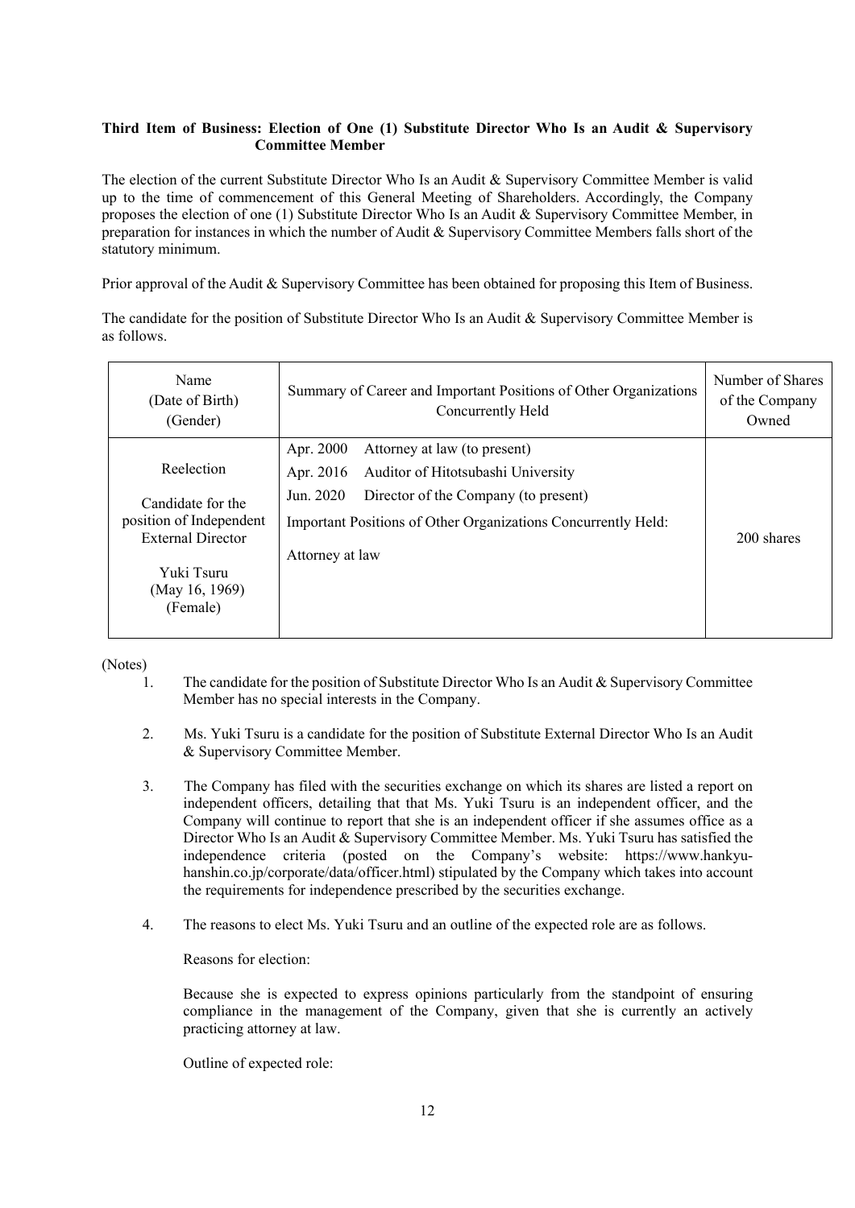**Third Item of Business: Election of One (1) Substitute Director Who Is an Audit & Supervisory Committee Member**

The election of the current Substitute Director Who Is an Audit & Supervisory Committee Member is valid up to the time of commencement of this General Meeting of Shareholders. Accordingly, the Company proposes the election of one (1) Substitute Director Who Is an Audit & Supervisory Committee Member, in preparation for instances in which the number of Audit & Supervisory Committee Members falls short of the statutory minimum.

Prior approval of the Audit & Supervisory Committee has been obtained for proposing this Item of Business.

The candidate for the position of Substitute Director Who Is an Audit & Supervisory Committee Member is as follows.

| Name (Date of Birth) (Gender) | Summary of Career and Important Positions of Other Organizations Concurrently Held | Number of Shares of the Company Owned |
|---|---|---|
| Reelection<br><br>Candidate for the position of Independent External Director<br><br>Yuki Tsuru<br>(May 16, 1969)<br>(Female) | Apr. 2000 Attorney at law (to present)<br>Apr. 2016 Auditor of Hitotsubashi University<br>Jun. 2020 Director of the Company (to present)<br>Important Positions of Other Organizations Concurrently Held:<br>Attorney at law | 200 shares |

(Notes)

1. The candidate for the position of Substitute Director Who Is an Audit & Supervisory Committee Member has no special interests in the Company.
2. Ms. Yuki Tsuru is a candidate for the position of Substitute External Director Who Is an Audit & Supervisory Committee Member.
3. The Company has filed with the securities exchange on which its shares are listed a report on independent officers, detailing that that Ms. Yuki Tsuru is an independent officer, and the Company will continue to report that she is an independent officer if she assumes office as a Director Who Is an Audit & Supervisory Committee Member. Ms. Yuki Tsuru has satisfied the independence criteria (posted on the Company's website: https://www.hankyu-hanshin.co.jp/corporate/data/officer.html) stipulated by the Company which takes into account the requirements for independence prescribed by the securities exchange.
4. The reasons to elect Ms. Yuki Tsuru and an outline of the expected role are as follows.

   Reasons for election:

   Because she is expected to express opinions particularly from the standpoint of ensuring compliance in the management of the Company, given that she is currently an actively practicing attorney at law.

   Outline of expected role: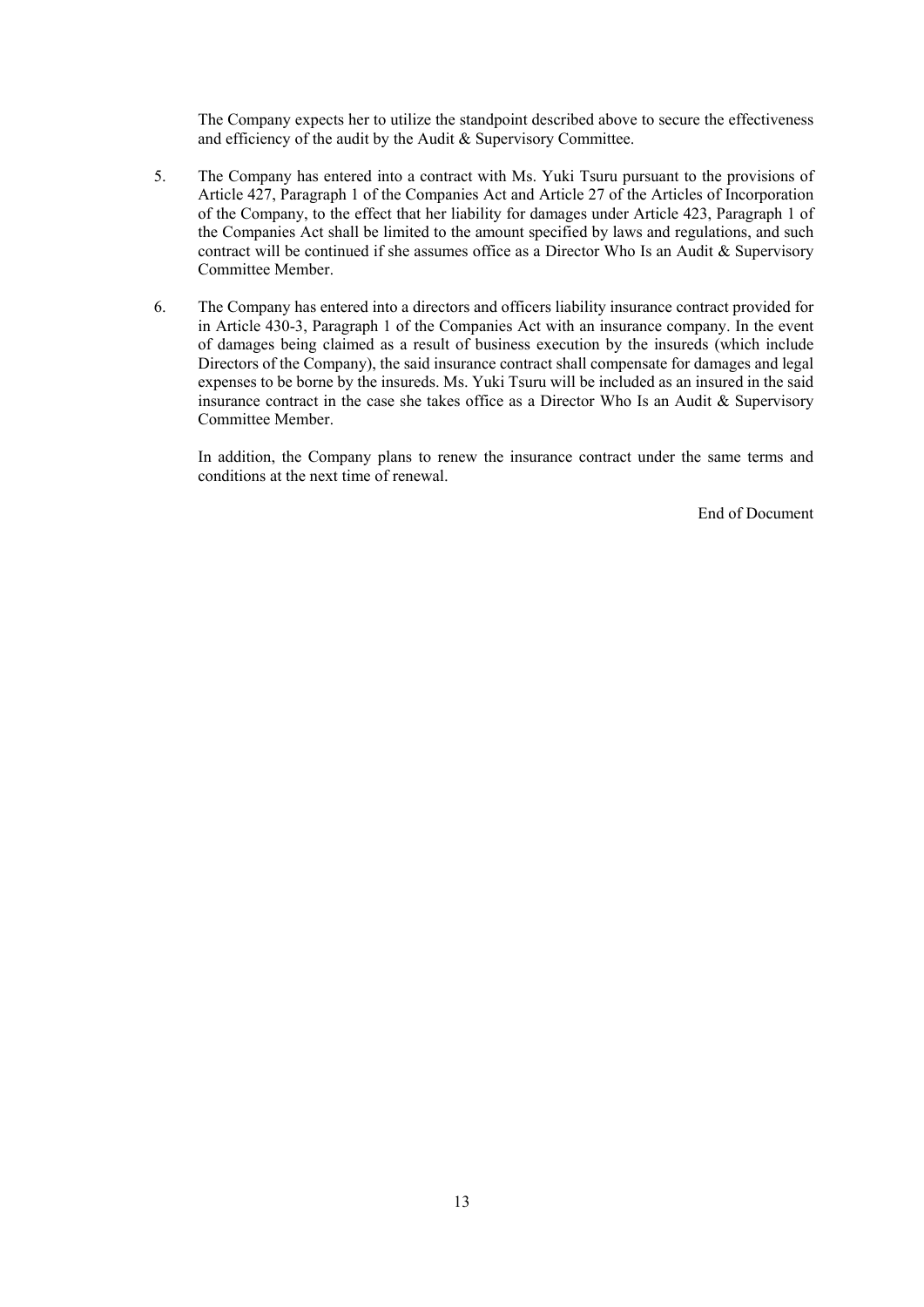The Company expects her to utilize the standpoint described above to secure the effectiveness and efficiency of the audit by the Audit & Supervisory Committee.

5. The Company has entered into a contract with Ms. Yuki Tsuru pursuant to the provisions of Article 427, Paragraph 1 of the Companies Act and Article 27 of the Articles of Incorporation of the Company, to the effect that her liability for damages under Article 423, Paragraph 1 of the Companies Act shall be limited to the amount specified by laws and regulations, and such contract will be continued if she assumes office as a Director Who Is an Audit & Supervisory Committee Member.

6. The Company has entered into a directors and officers liability insurance contract provided for in Article 430-3, Paragraph 1 of the Companies Act with an insurance company. In the event of damages being claimed as a result of business execution by the insureds (which include Directors of the Company), the said insurance contract shall compensate for damages and legal expenses to be borne by the insureds. Ms. Yuki Tsuru will be included as an insured in the said insurance contract in the case she takes office as a Director Who Is an Audit & Supervisory Committee Member.

   In addition, the Company plans to renew the insurance contract under the same terms and conditions at the next time of renewal.

End of Document